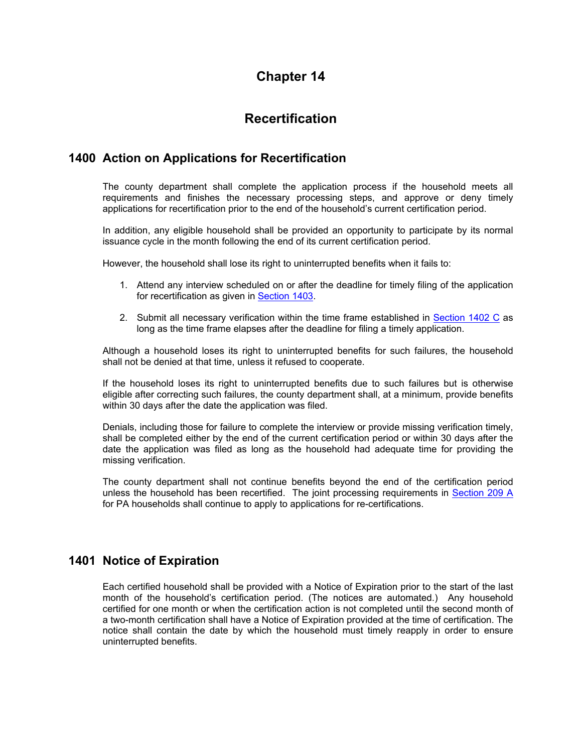# Chapter 14

# Recertification

## 1400 Action on Applications for Recertification

The county department shall complete the application process if the household meets all requirements and finishes the necessary processing steps, and approve or deny timely applications for recertification prior to the end of the household's current certification period.

In addition, any eligible household shall be provided an opportunity to participate by its normal issuance cycle in the month following the end of its current certification period.

However, the household shall lose its right to uninterrupted benefits when it fails to:

1. Attend any interview scheduled on or after the deadline for timely filing of the application for recertification as given in Section 1403.

2. Submit all necessary verification within the time frame established in Section 1402 C as long as the time frame elapses after the deadline for filing a timely application.

Although a household loses its right to uninterrupted benefits for such failures, the household shall not be denied at that time, unless it refused to cooperate.

If the household loses its right to uninterrupted benefits due to such failures but is otherwise eligible after correcting such failures, the county department shall, at a minimum, provide benefits within 30 days after the date the application was filed.

Denials, including those for failure to complete the interview or provide missing verification timely, shall be completed either by the end of the current certification period or within 30 days after the date the application was filed as long as the household had adequate time for providing the missing verification.

The county department shall not continue benefits beyond the end of the certification period unless the household has been recertified. The joint processing requirements in Section 209 A for PA households shall continue to apply to applications for re-certifications.

## 1401 Notice of Expiration

Each certified household shall be provided with a Notice of Expiration prior to the start of the last month of the household's certification period. (The notices are automated.) Any household certified for one month or when the certification action is not completed until the second month of a two-month certification shall have a Notice of Expiration provided at the time of certification. The notice shall contain the date by which the household must timely reapply in order to ensure uninterrupted benefits.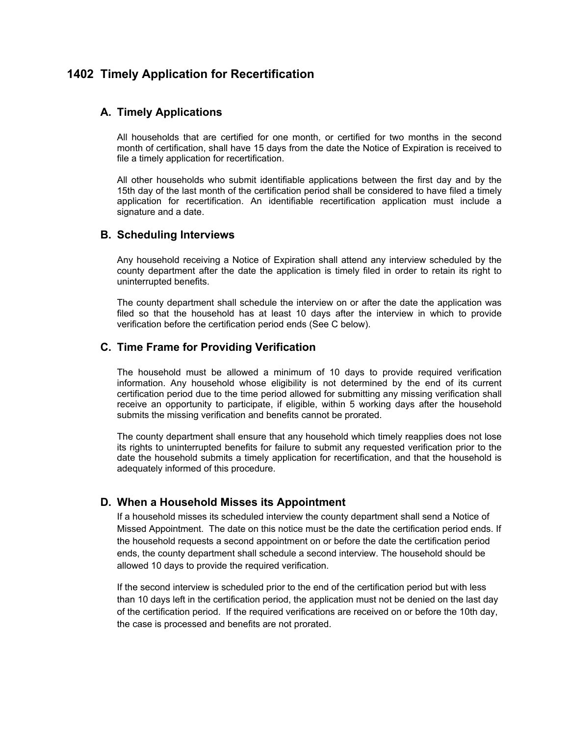# 1402 Timely Application for Recertification

## A. Timely Applications

All households that are certified for one month, or certified for two months in the second month of certification, shall have 15 days from the date the Notice of Expiration is received to file a timely application for recertification.

All other households who submit identifiable applications between the first day and by the 15th day of the last month of the certification period shall be considered to have filed a timely application for recertification. An identifiable recertification application must include a signature and a date.

## B. Scheduling Interviews

Any household receiving a Notice of Expiration shall attend any interview scheduled by the county department after the date the application is timely filed in order to retain its right to uninterrupted benefits.

The county department shall schedule the interview on or after the date the application was filed so that the household has at least 10 days after the interview in which to provide verification before the certification period ends (See C below).

## C. Time Frame for Providing Verification

The household must be allowed a minimum of 10 days to provide required verification information. Any household whose eligibility is not determined by the end of its current certification period due to the time period allowed for submitting any missing verification shall receive an opportunity to participate, if eligible, within 5 working days after the household submits the missing verification and benefits cannot be prorated.

The county department shall ensure that any household which timely reapplies does not lose its rights to uninterrupted benefits for failure to submit any requested verification prior to the date the household submits a timely application for recertification, and that the household is adequately informed of this procedure.

## D. When a Household Misses its Appointment

If a household misses its scheduled interview the county department shall send a Notice of Missed Appointment. The date on this notice must be the date the certification period ends. If the household requests a second appointment on or before the date the certification period ends, the county department shall schedule a second interview. The household should be allowed 10 days to provide the required verification.

If the second interview is scheduled prior to the end of the certification period but with less than 10 days left in the certification period, the application must not be denied on the last day of the certification period. If the required verifications are received on or before the 10th day, the case is processed and benefits are not prorated.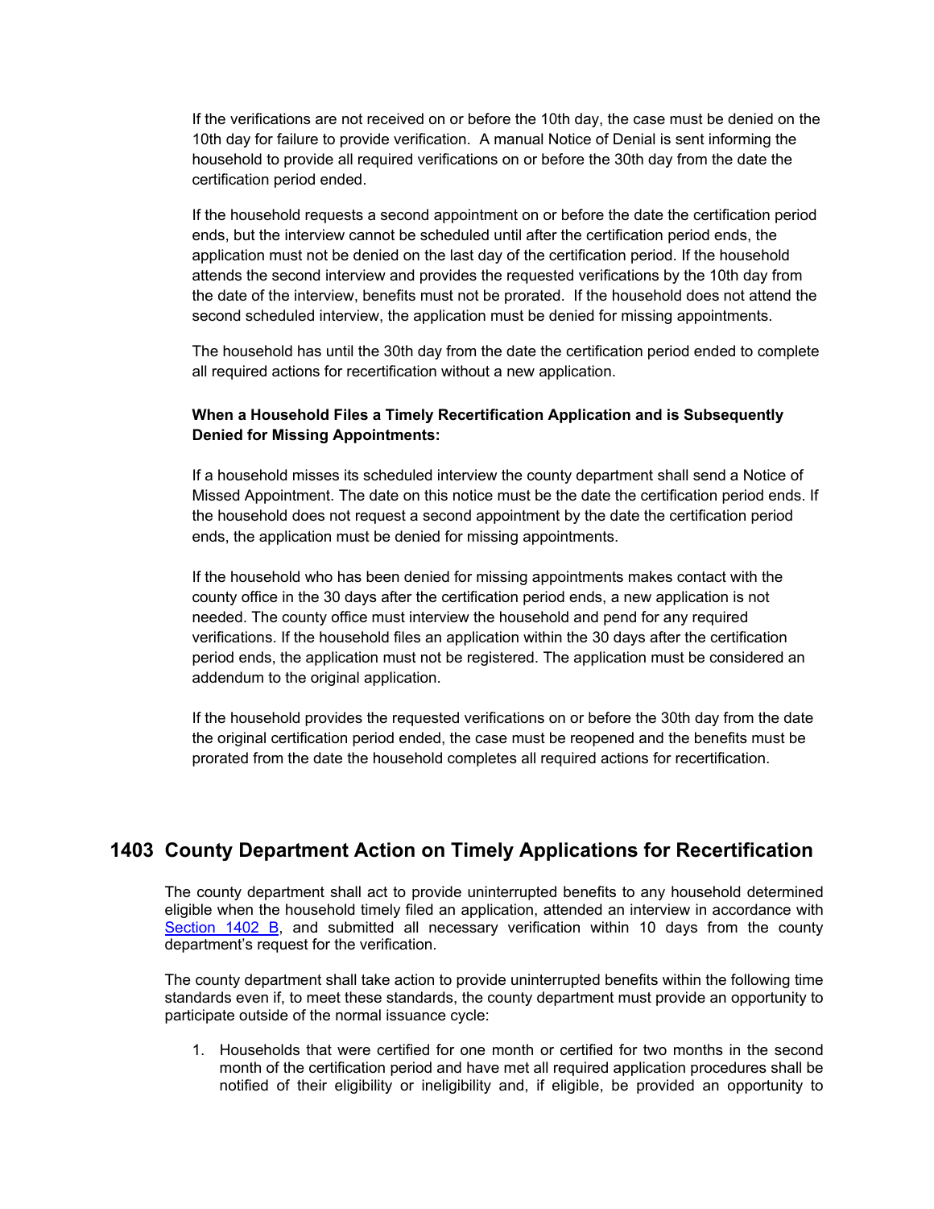If the verifications are not received on or before the 10th day, the case must be denied on the 10th day for failure to provide verification. A manual Notice of Denial is sent informing the household to provide all required verifications on or before the 30th day from the date the certification period ended.

If the household requests a second appointment on or before the date the certification period ends, but the interview cannot be scheduled until after the certification period ends, the application must not be denied on the last day of the certification period. If the household attends the second interview and provides the requested verifications by the 10th day from the date of the interview, benefits must not be prorated. If the household does not attend the second scheduled interview, the application must be denied for missing appointments.

The household has until the 30th day from the date the certification period ended to complete all required actions for recertification without a new application.

**When a Household Files a Timely Recertification Application and is Subsequently Denied for Missing Appointments:**

If a household misses its scheduled interview the county department shall send a Notice of Missed Appointment. The date on this notice must be the date the certification period ends. If the household does not request a second appointment by the date the certification period ends, the application must be denied for missing appointments.

If the household who has been denied for missing appointments makes contact with the county office in the 30 days after the certification period ends, a new application is not needed. The county office must interview the household and pend for any required verifications. If the household files an application within the 30 days after the certification period ends, the application must not be registered. The application must be considered an addendum to the original application.

If the household provides the requested verifications on or before the 30th day from the date the original certification period ended, the case must be reopened and the benefits must be prorated from the date the household completes all required actions for recertification.

## 1403 County Department Action on Timely Applications for Recertification

The county department shall act to provide uninterrupted benefits to any household determined eligible when the household timely filed an application, attended an interview in accordance with [Section 1402 B](), and submitted all necessary verification within 10 days from the county department's request for the verification.

The county department shall take action to provide uninterrupted benefits within the following time standards even if, to meet these standards, the county department must provide an opportunity to participate outside of the normal issuance cycle:

1. Households that were certified for one month or certified for two months in the second month of the certification period and have met all required application procedures shall be notified of their eligibility or ineligibility and, if eligible, be provided an opportunity to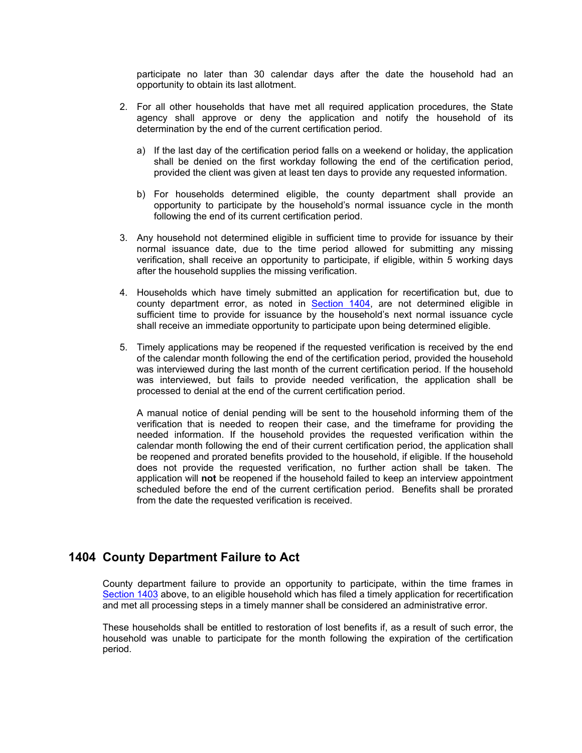participate no later than 30 calendar days after the date the household had an opportunity to obtain its last allotment.

2. For all other households that have met all required application procedures, the State agency shall approve or deny the application and notify the household of its determination by the end of the current certification period.

   a) If the last day of the certification period falls on a weekend or holiday, the application shall be denied on the first workday following the end of the certification period, provided the client was given at least ten days to provide any requested information.

   b) For households determined eligible, the county department shall provide an opportunity to participate by the household's normal issuance cycle in the month following the end of its current certification period.

3. Any household not determined eligible in sufficient time to provide for issuance by their normal issuance date, due to the time period allowed for submitting any missing verification, shall receive an opportunity to participate, if eligible, within 5 working days after the household supplies the missing verification.

4. Households which have timely submitted an application for recertification but, due to county department error, as noted in Section 1404, are not determined eligible in sufficient time to provide for issuance by the household's next normal issuance cycle shall receive an immediate opportunity to participate upon being determined eligible.

5. Timely applications may be reopened if the requested verification is received by the end of the calendar month following the end of the certification period, provided the household was interviewed during the last month of the current certification period. If the household was interviewed, but fails to provide needed verification, the application shall be processed to denial at the end of the current certification period.

   A manual notice of denial pending will be sent to the household informing them of the verification that is needed to reopen their case, and the timeframe for providing the needed information. If the household provides the requested verification within the calendar month following the end of their current certification period, the application shall be reopened and prorated benefits provided to the household, if eligible. If the household does not provide the requested verification, no further action shall be taken. The application will **not** be reopened if the household failed to keep an interview appointment scheduled before the end of the current certification period. Benefits shall be prorated from the date the requested verification is received.

## 1404 County Department Failure to Act

County department failure to provide an opportunity to participate, within the time frames in Section 1403 above, to an eligible household which has filed a timely application for recertification and met all processing steps in a timely manner shall be considered an administrative error.

These households shall be entitled to restoration of lost benefits if, as a result of such error, the household was unable to participate for the month following the expiration of the certification period.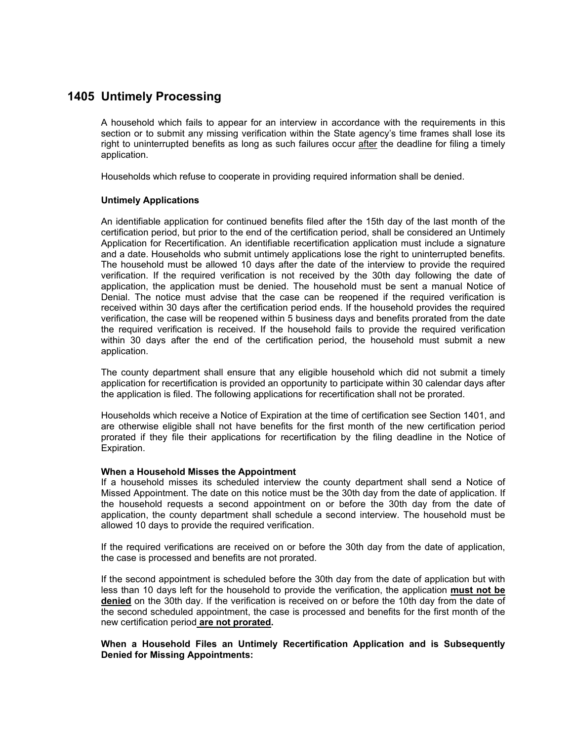## 1405 Untimely Processing

A household which fails to appear for an interview in accordance with the requirements in this section or to submit any missing verification within the State agency's time frames shall lose its right to uninterrupted benefits as long as such failures occur after the deadline for filing a timely application.

Households which refuse to cooperate in providing required information shall be denied.

**Untimely Applications**

An identifiable application for continued benefits filed after the 15th day of the last month of the certification period, but prior to the end of the certification period, shall be considered an Untimely Application for Recertification. An identifiable recertification application must include a signature and a date. Households who submit untimely applications lose the right to uninterrupted benefits. The household must be allowed 10 days after the date of the interview to provide the required verification. If the required verification is not received by the 30th day following the date of application, the application must be denied. The household must be sent a manual Notice of Denial. The notice must advise that the case can be reopened if the required verification is received within 30 days after the certification period ends. If the household provides the required verification, the case will be reopened within 5 business days and benefits prorated from the date the required verification is received. If the household fails to provide the required verification within 30 days after the end of the certification period, the household must submit a new application.

The county department shall ensure that any eligible household which did not submit a timely application for recertification is provided an opportunity to participate within 30 calendar days after the application is filed. The following applications for recertification shall not be prorated.

Households which receive a Notice of Expiration at the time of certification see Section 1401, and are otherwise eligible shall not have benefits for the first month of the new certification period prorated if they file their applications for recertification by the filing deadline in the Notice of Expiration.

**When a Household Misses the Appointment**

If a household misses its scheduled interview the county department shall send a Notice of Missed Appointment. The date on this notice must be the 30th day from the date of application. If the household requests a second appointment on or before the 30th day from the date of application, the county department shall schedule a second interview. The household must be allowed 10 days to provide the required verification.

If the required verifications are received on or before the 30th day from the date of application, the case is processed and benefits are not prorated.

If the second appointment is scheduled before the 30th day from the date of application but with less than 10 days left for the household to provide the verification, the application **must not be denied** on the 30th day. If the verification is received on or before the 10th day from the date of the second scheduled appointment, the case is processed and benefits for the first month of the new certification period **are not prorated.**

**When a Household Files an Untimely Recertification Application and is Subsequently Denied for Missing Appointments:**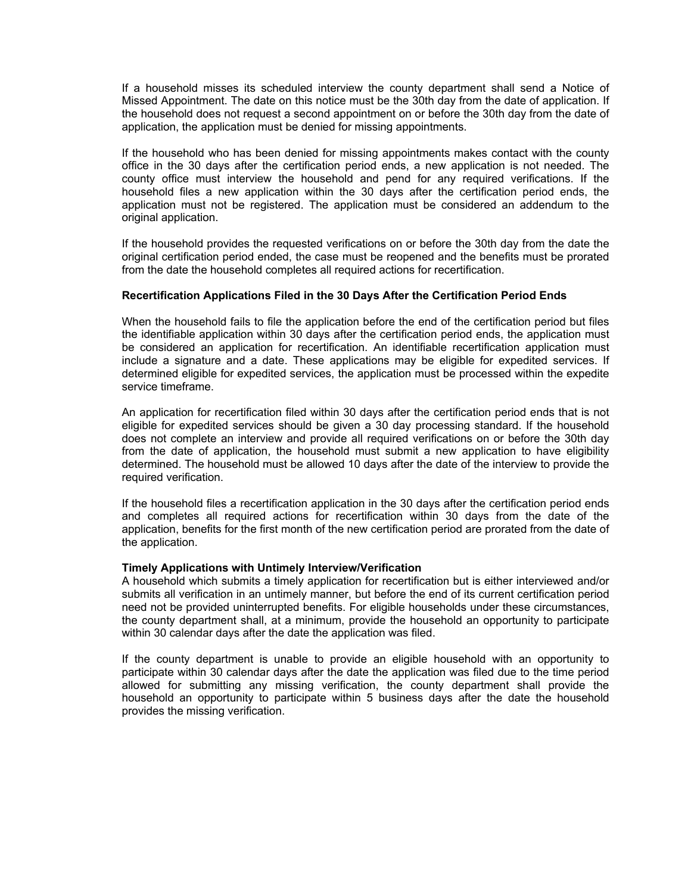If a household misses its scheduled interview the county department shall send a Notice of Missed Appointment. The date on this notice must be the 30th day from the date of application. If the household does not request a second appointment on or before the 30th day from the date of application, the application must be denied for missing appointments.

If the household who has been denied for missing appointments makes contact with the county office in the 30 days after the certification period ends, a new application is not needed. The county office must interview the household and pend for any required verifications. If the household files a new application within the 30 days after the certification period ends, the application must not be registered. The application must be considered an addendum to the original application.

If the household provides the requested verifications on or before the 30th day from the date the original certification period ended, the case must be reopened and the benefits must be prorated from the date the household completes all required actions for recertification.

**Recertification Applications Filed in the 30 Days After the Certification Period Ends**

When the household fails to file the application before the end of the certification period but files the identifiable application within 30 days after the certification period ends, the application must be considered an application for recertification. An identifiable recertification application must include a signature and a date. These applications may be eligible for expedited services. If determined eligible for expedited services, the application must be processed within the expedite service timeframe.

An application for recertification filed within 30 days after the certification period ends that is not eligible for expedited services should be given a 30 day processing standard. If the household does not complete an interview and provide all required verifications on or before the 30th day from the date of application, the household must submit a new application to have eligibility determined. The household must be allowed 10 days after the date of the interview to provide the required verification.

If the household files a recertification application in the 30 days after the certification period ends and completes all required actions for recertification within 30 days from the date of the application, benefits for the first month of the new certification period are prorated from the date of the application.

**Timely Applications with Untimely Interview/Verification**

A household which submits a timely application for recertification but is either interviewed and/or submits all verification in an untimely manner, but before the end of its current certification period need not be provided uninterrupted benefits. For eligible households under these circumstances, the county department shall, at a minimum, provide the household an opportunity to participate within 30 calendar days after the date the application was filed.

If the county department is unable to provide an eligible household with an opportunity to participate within 30 calendar days after the date the application was filed due to the time period allowed for submitting any missing verification, the county department shall provide the household an opportunity to participate within 5 business days after the date the household provides the missing verification.